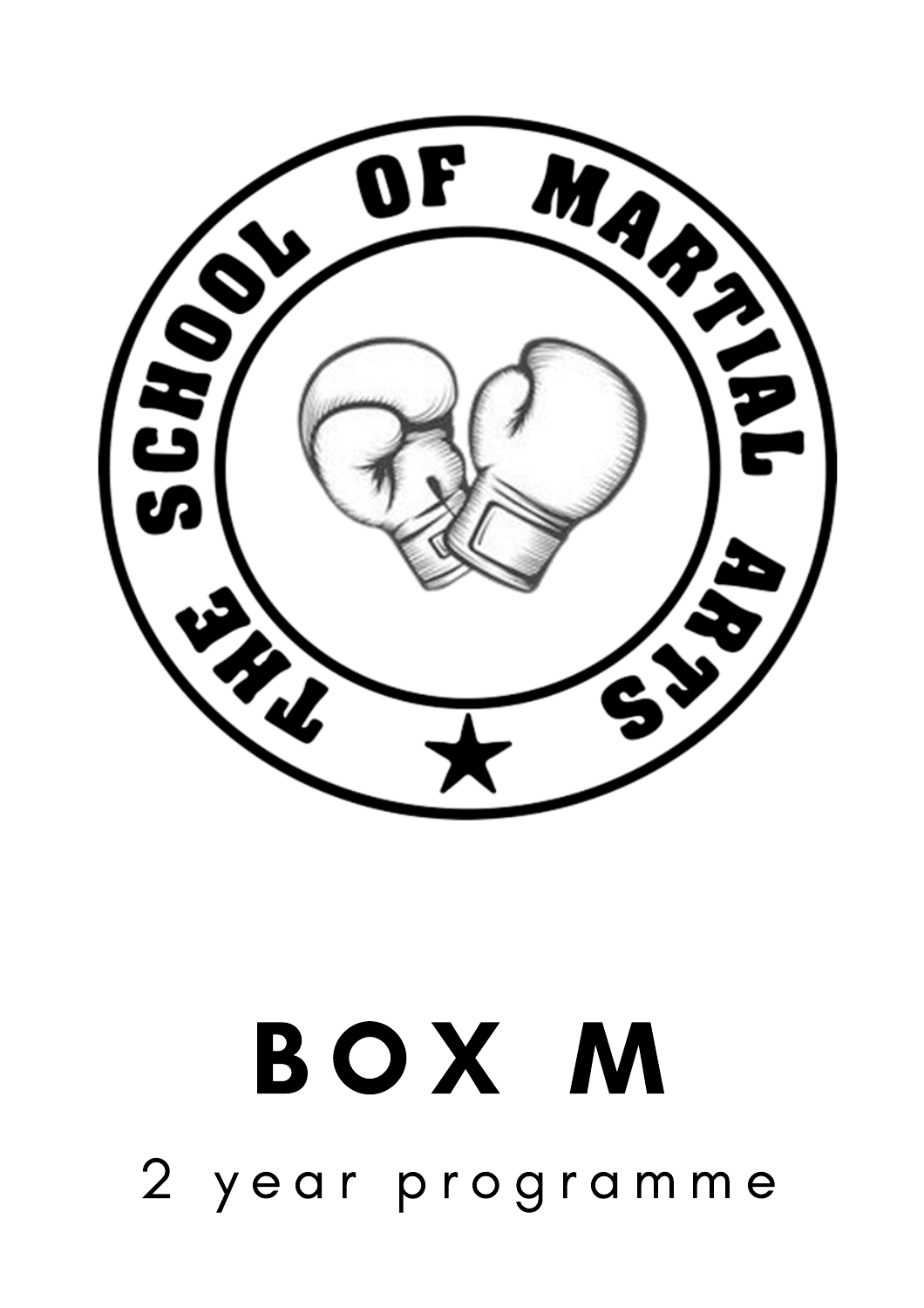THE SCHOOL OF MARTIAL ARTS

★

# BOX M

2 year programme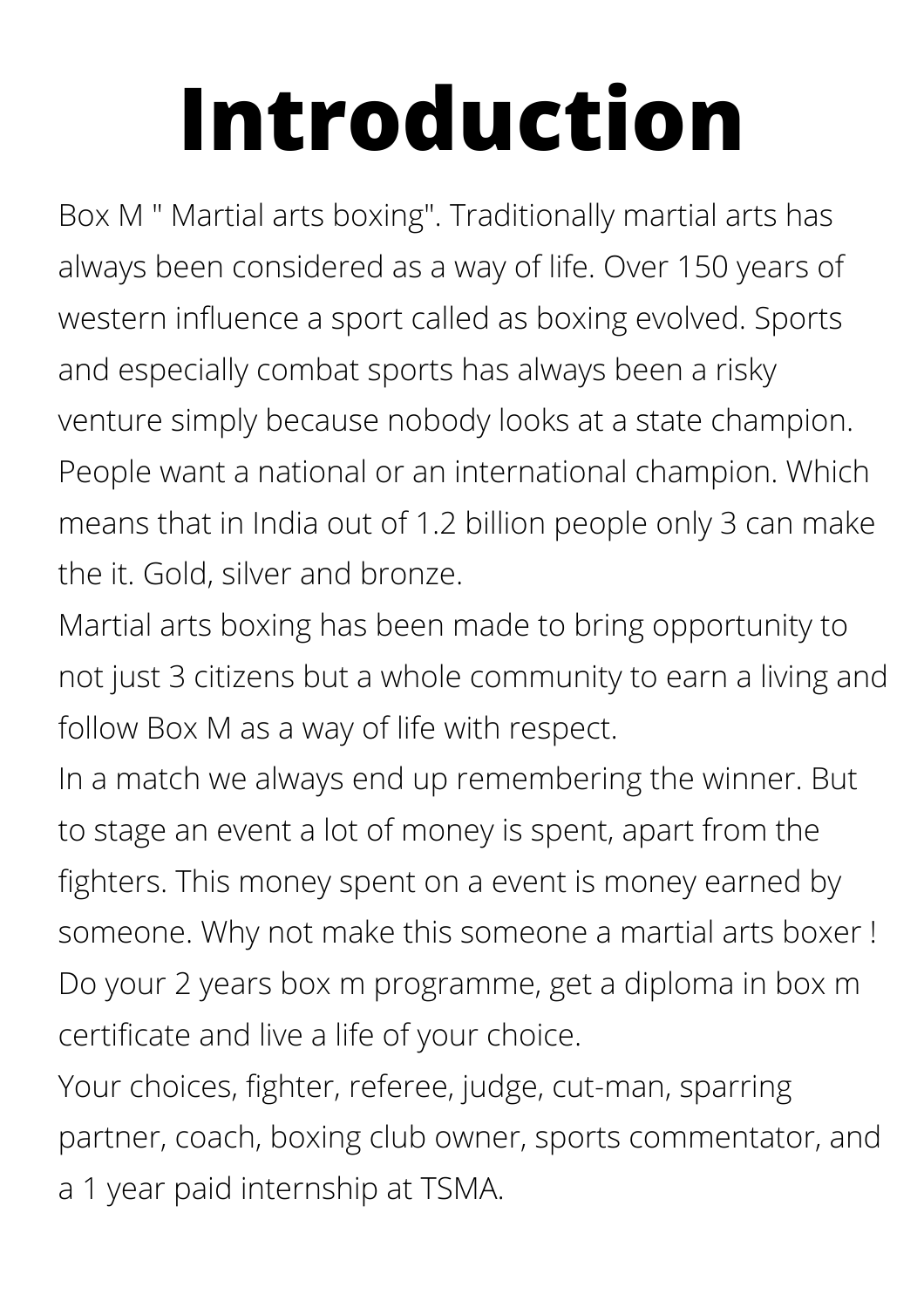# Introduction

Box M " Martial arts boxing". Traditionally martial arts has always been considered as a way of life. Over 150 years of western influence a sport called as boxing evolved. Sports and especially combat sports has always been a risky venture simply because nobody looks at a state champion. People want a national or an international champion. Which means that in India out of 1.2 billion people only 3 can make the it. Gold, silver and bronze.

Martial arts boxing has been made to bring opportunity to not just 3 citizens but a whole community to earn a living and follow Box M as a way of life with respect.

In a match we always end up remembering the winner. But to stage an event a lot of money is spent, apart from the fighters. This money spent on a event is money earned by someone. Why not make this someone a martial arts boxer ! Do your 2 years box m programme, get a diploma in box m certificate and live a life of your choice.

Your choices, fighter, referee, judge, cut-man, sparring partner, coach, boxing club owner, sports commentator, and a 1 year paid internship at TSMA.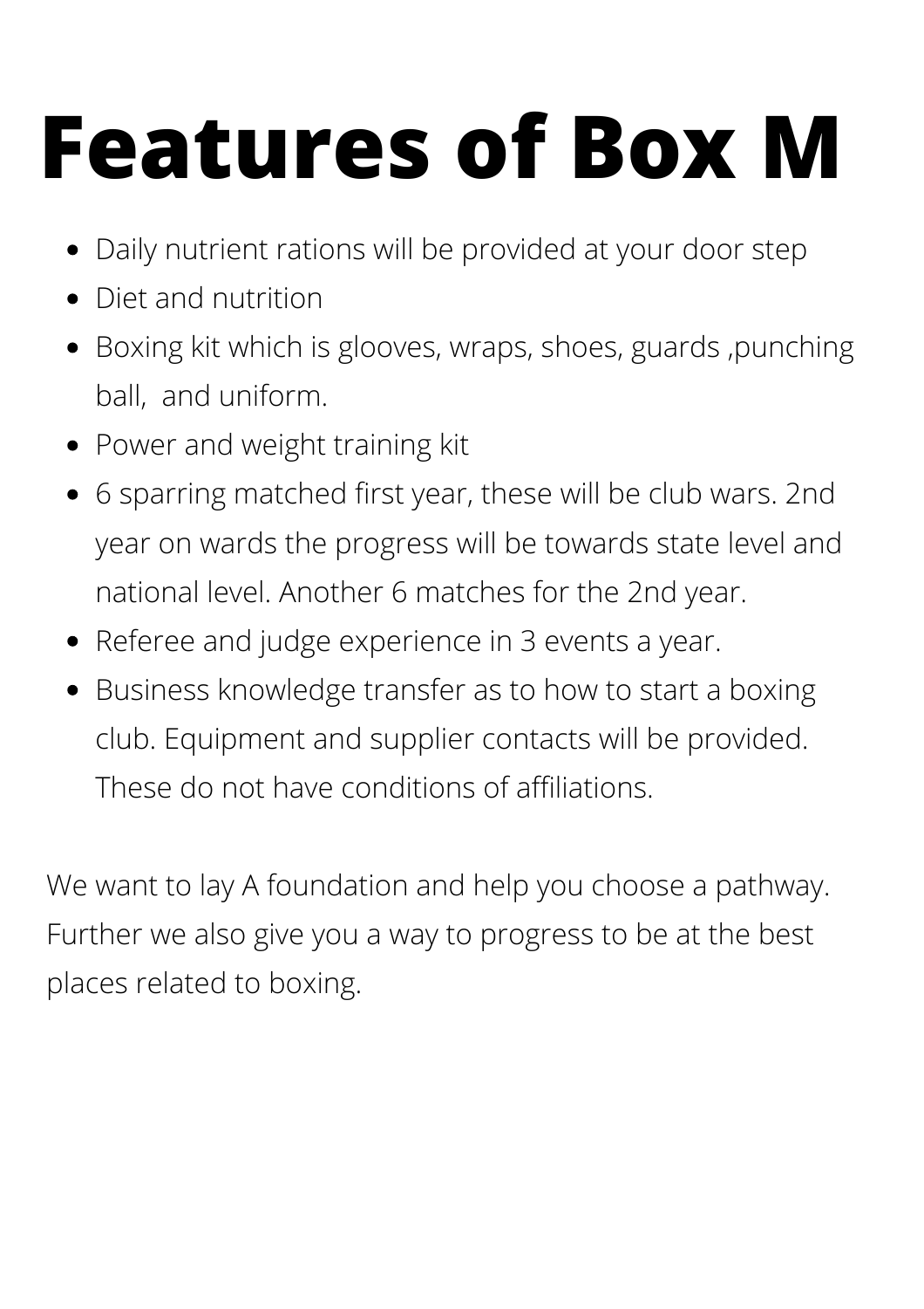# Features of Box M

- Daily nutrient rations will be provided at your door step
- Diet and nutrition
- Boxing kit which is glooves, wraps, shoes, guards ,punching ball, and uniform.
- Power and weight training kit
- 6 sparring matched first year, these will be club wars. 2nd year on wards the progress will be towards state level and national level. Another 6 matches for the 2nd year.
- Referee and judge experience in 3 events a year.
- Business knowledge transfer as to how to start a boxing club. Equipment and supplier contacts will be provided. These do not have conditions of affiliations.

We want to lay A foundation and help you choose a pathway. Further we also give you a way to progress to be at the best places related to boxing.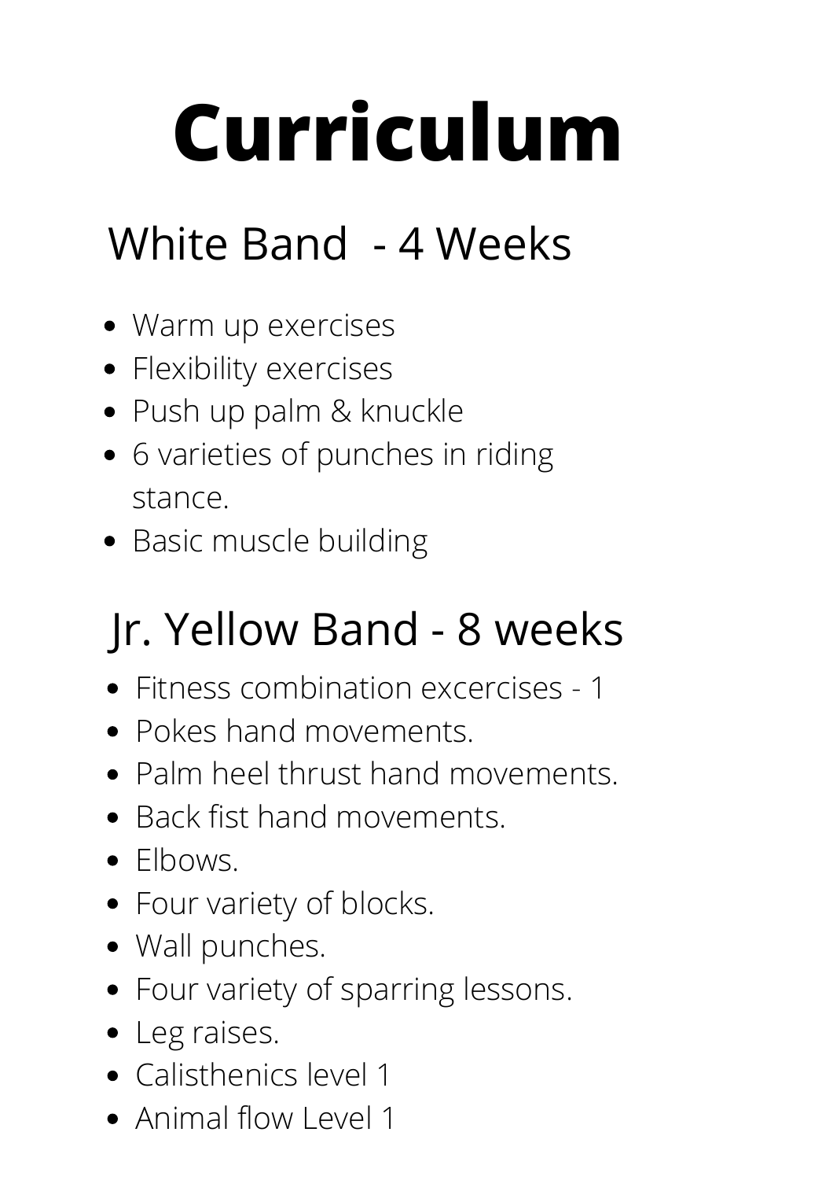# Curriculum

## White Band  - 4 Weeks

- Warm up exercises
- Flexibility exercises
- Push up palm & knuckle
- 6 varieties of punches in riding stance.
- Basic muscle building

## Jr. Yellow Band - 8 weeks

- Fitness combination excercises - 1
- Pokes hand movements.
- Palm heel thrust hand movements.
- Back fist hand movements.
- Elbows.
- Four variety of blocks.
- Wall punches.
- Four variety of sparring lessons.
- Leg raises.
- Calisthenics level 1
- Animal flow Level 1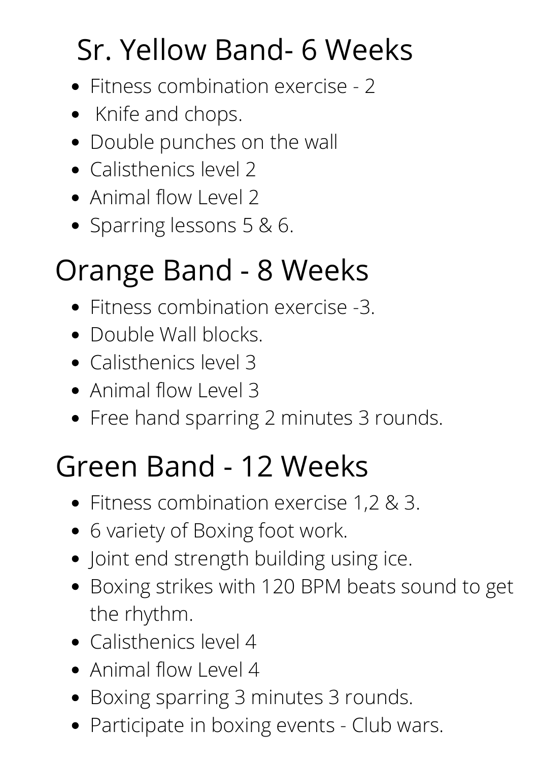## Sr. Yellow Band- 6 Weeks

- Fitness combination exercise - 2
- Knife and chops.
- Double punches on the wall
- Calisthenics level 2
- Animal flow Level 2
- Sparring lessons 5 & 6.

## Orange Band - 8 Weeks

- Fitness combination exercise -3.
- Double Wall blocks.
- Calisthenics level 3
- Animal flow Level 3
- Free hand sparring 2 minutes 3 rounds.

## Green Band - 12 Weeks

- Fitness combination exercise 1,2 & 3.
- 6 variety of Boxing foot work.
- Joint end strength building using ice.
- Boxing strikes with 120 BPM beats sound to get the rhythm.
- Calisthenics level 4
- Animal flow Level 4
- Boxing sparring 3 minutes 3 rounds.
- Participate in boxing events - Club wars.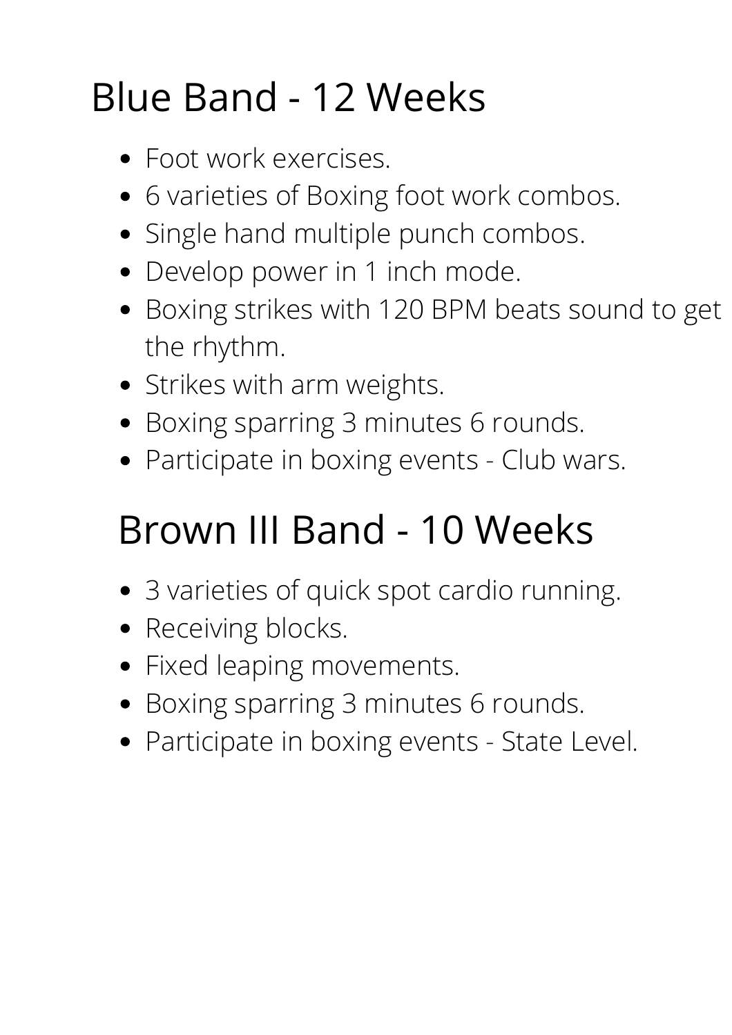## Blue Band - 12 Weeks

- Foot work exercises.
- 6 varieties of Boxing foot work combos.
- Single hand multiple punch combos.
- Develop power in 1 inch mode.
- Boxing strikes with 120 BPM beats sound to get the rhythm.
- Strikes with arm weights.
- Boxing sparring 3 minutes 6 rounds.
- Participate in boxing events - Club wars.

## Brown III Band - 10 Weeks

- 3 varieties of quick spot cardio running.
- Receiving blocks.
- Fixed leaping movements.
- Boxing sparring 3 minutes 6 rounds.
- Participate in boxing events - State Level.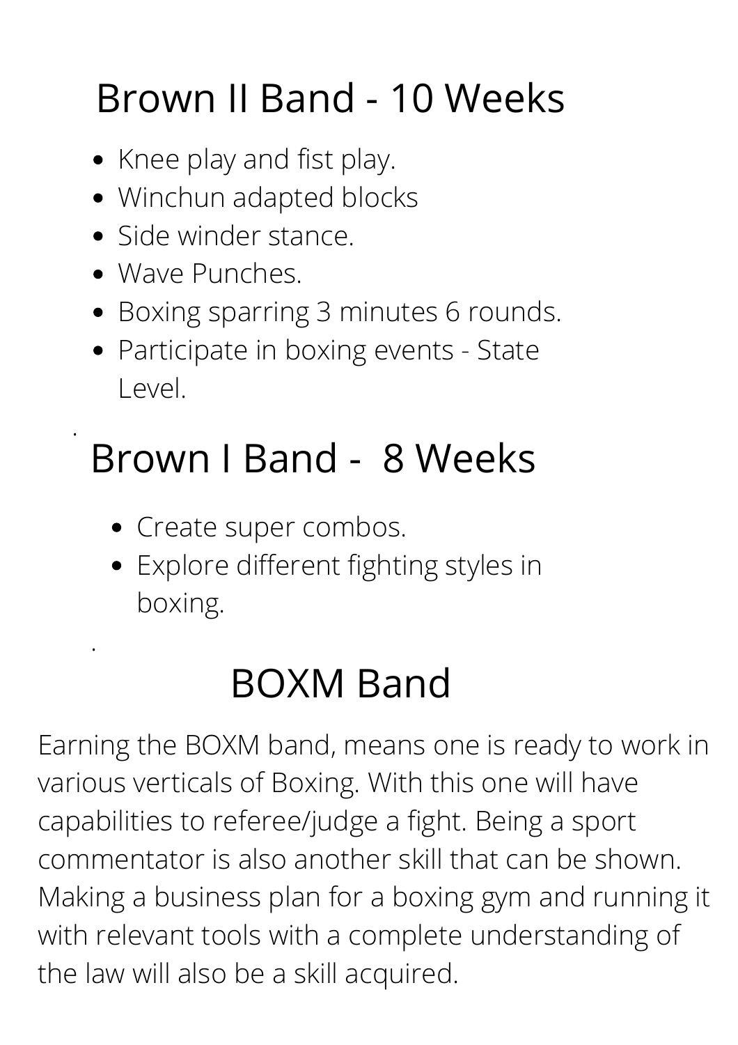## Brown II Band - 10 Weeks

- Knee play and fist play.
- Winchun adapted blocks
- Side winder stance.
- Wave Punches.
- Boxing sparring 3 minutes 6 rounds.
- Participate in boxing events - State Level.

## Brown I Band - 8 Weeks

- Create super combos.
- Explore different fighting styles in boxing.

## BOXM Band

Earning the BOXM band, means one is ready to work in various verticals of Boxing. With this one will have capabilities to referee/judge a fight. Being a sport commentator is also another skill that can be shown. Making a business plan for a boxing gym and running it with relevant tools with a complete understanding of the law will also be a skill acquired.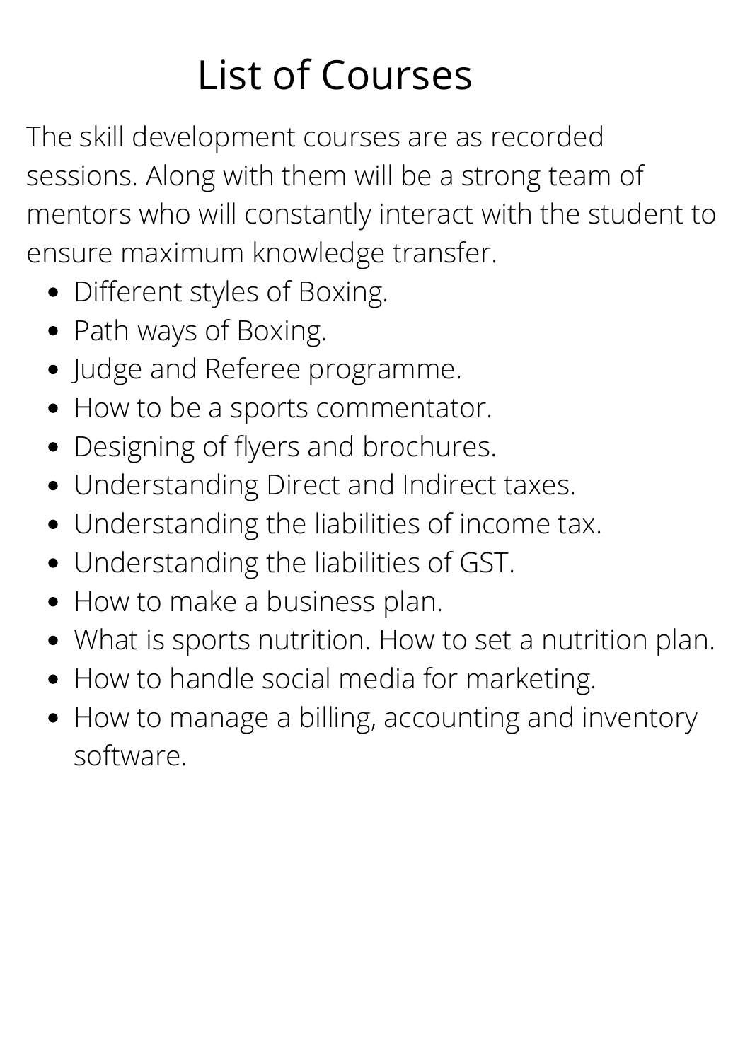# List of Courses

The skill development courses are as recorded sessions. Along with them will be a strong team of mentors who will constantly interact with the student to ensure maximum knowledge transfer.

- Different styles of Boxing.
- Path ways of Boxing.
- Judge and Referee programme.
- How to be a sports commentator.
- Designing of flyers and brochures.
- Understanding Direct and Indirect taxes.
- Understanding the liabilities of income tax.
- Understanding the liabilities of GST.
- How to make a business plan.
- What is sports nutrition. How to set a nutrition plan.
- How to handle social media for marketing.
- How to manage a billing, accounting and inventory software.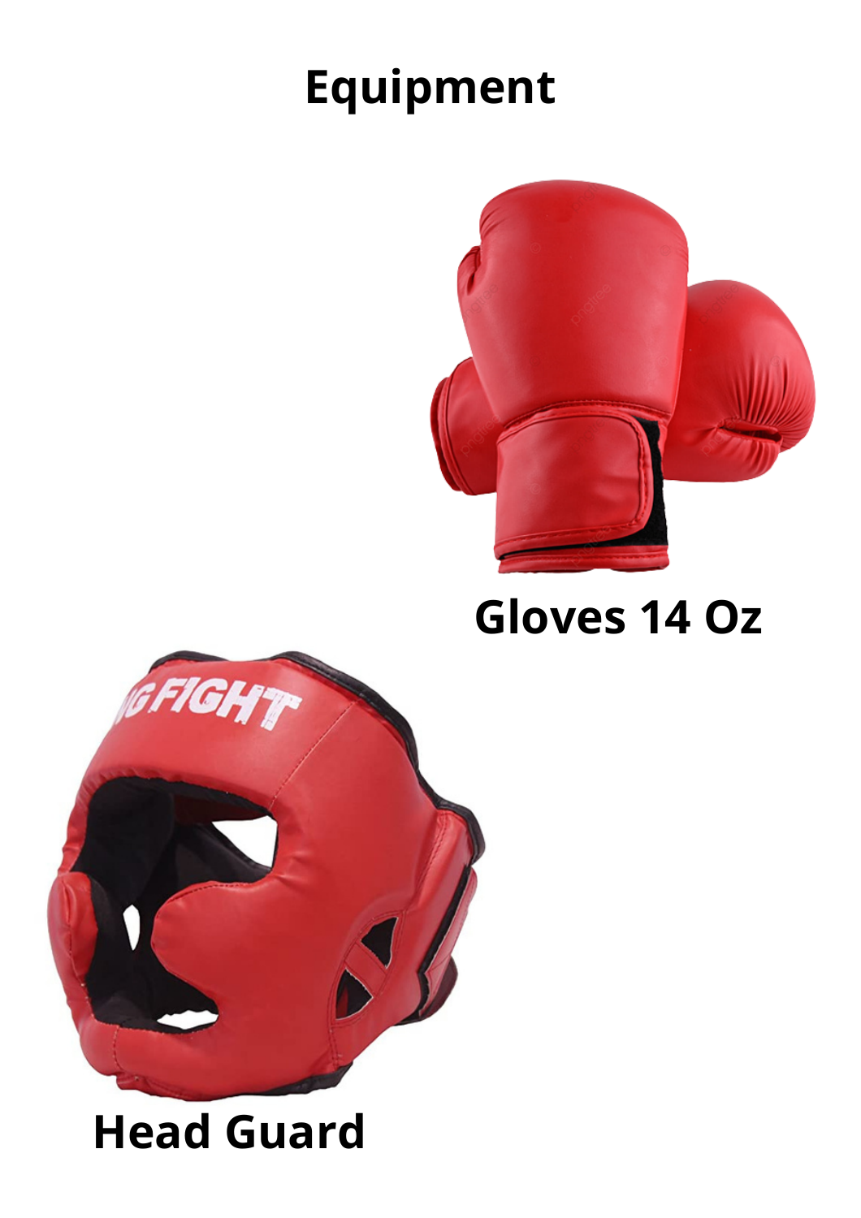# Equipment

Gloves 14 Oz

Head Guard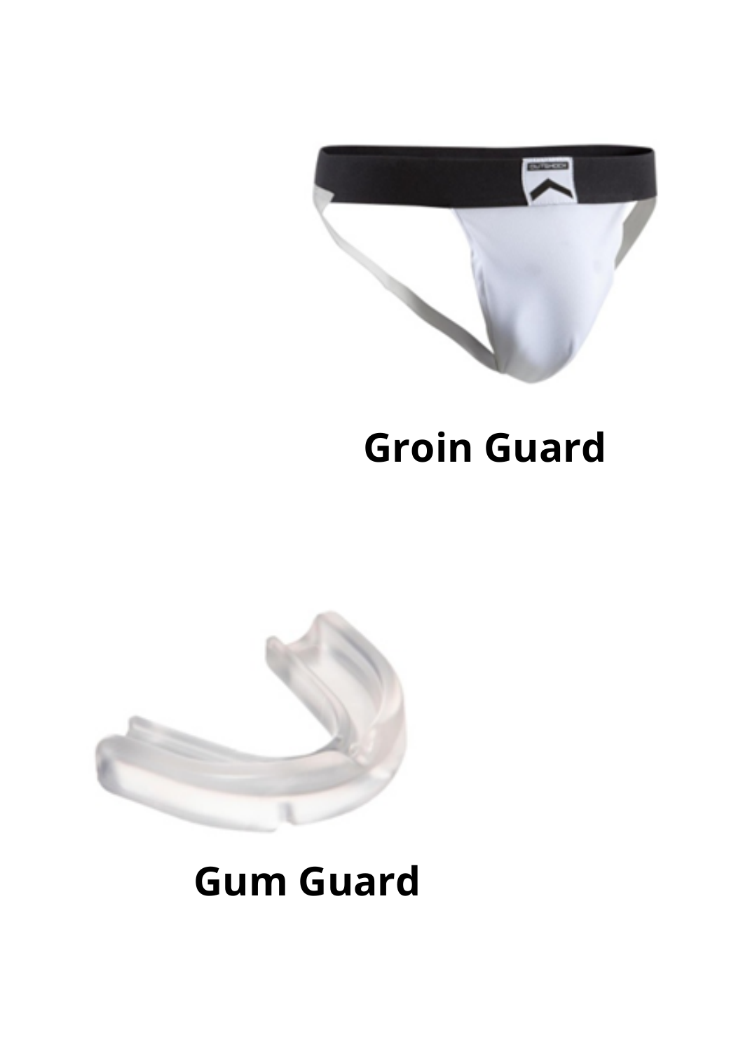**Groin Guard**

**Gum Guard**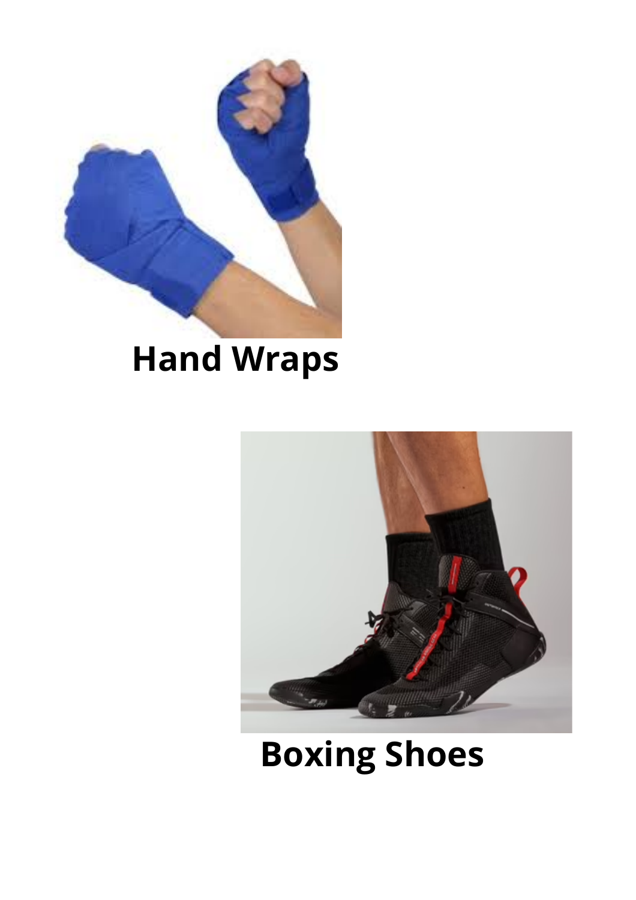**Hand Wraps**

**Boxing Shoes**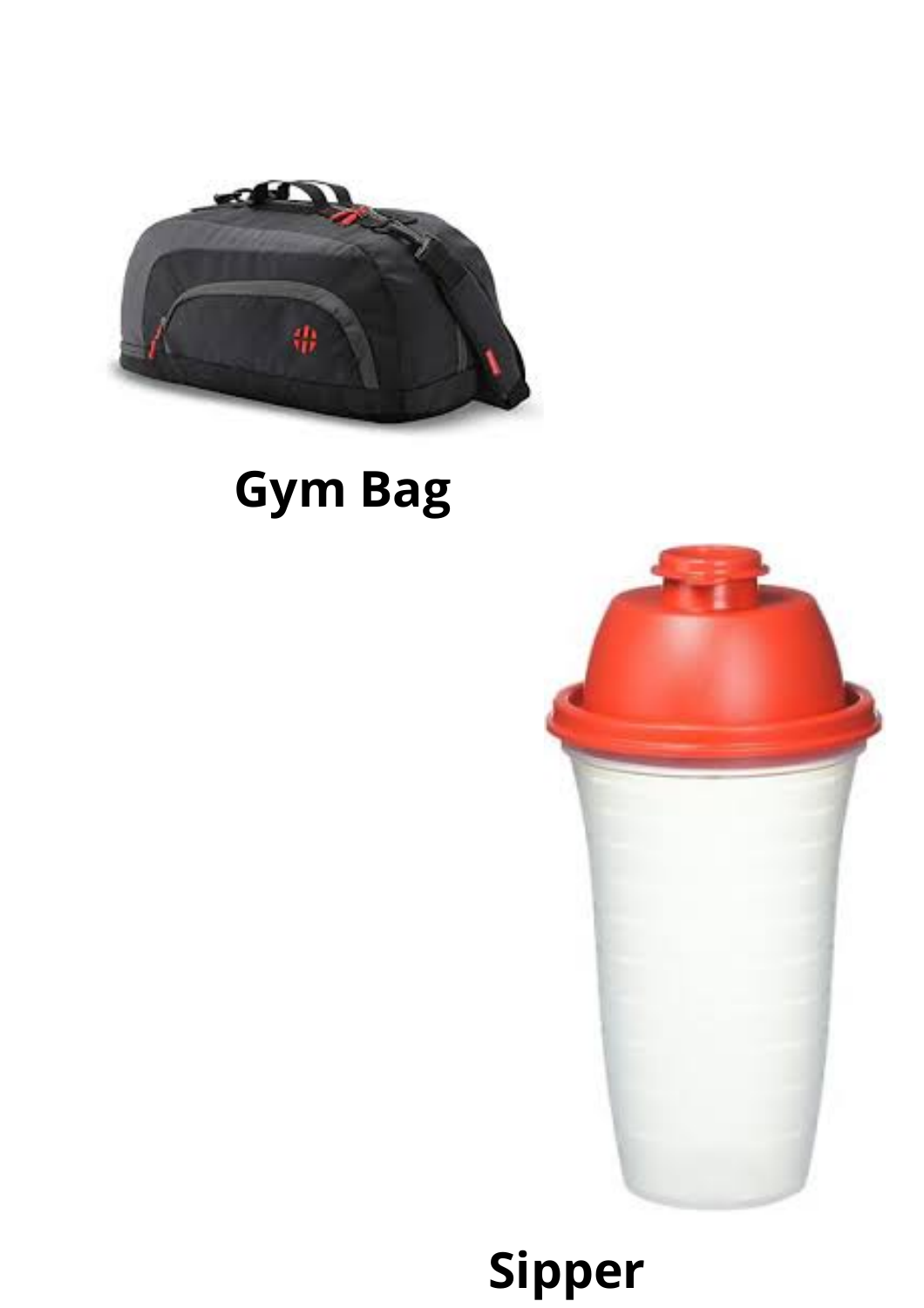**Gym Bag**

**Sipper**